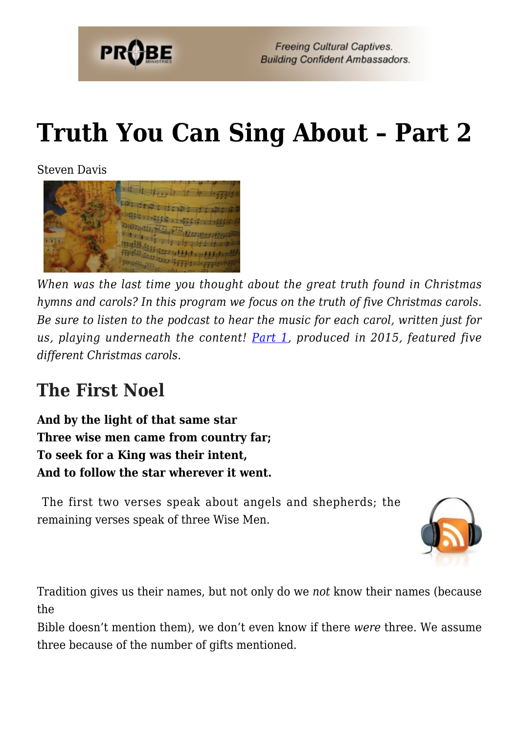# Truth You Can Sing About – Part 2

Steven Davis

*When was the last time you thought about the great truth found in Christmas hymns and carols? In this program we focus on the truth of five Christmas carols. Be sure to listen to the podcast to hear the music for each carol, written just for us, playing underneath the content! [Part 1](), produced in 2015, featured five different Christmas carols.*

## The First Noel

**And by the light of that same star**
**Three wise men came from country far;**
**To seek for a King was their intent,**
**And to follow the star wherever it went.**

The first two verses speak about angels and shepherds; the remaining verses speak of three Wise Men.

Tradition gives us their names, but not only do we *not* know their names (because the Bible doesn't mention them), we don't even know if there *were* three. We assume three because of the number of gifts mentioned.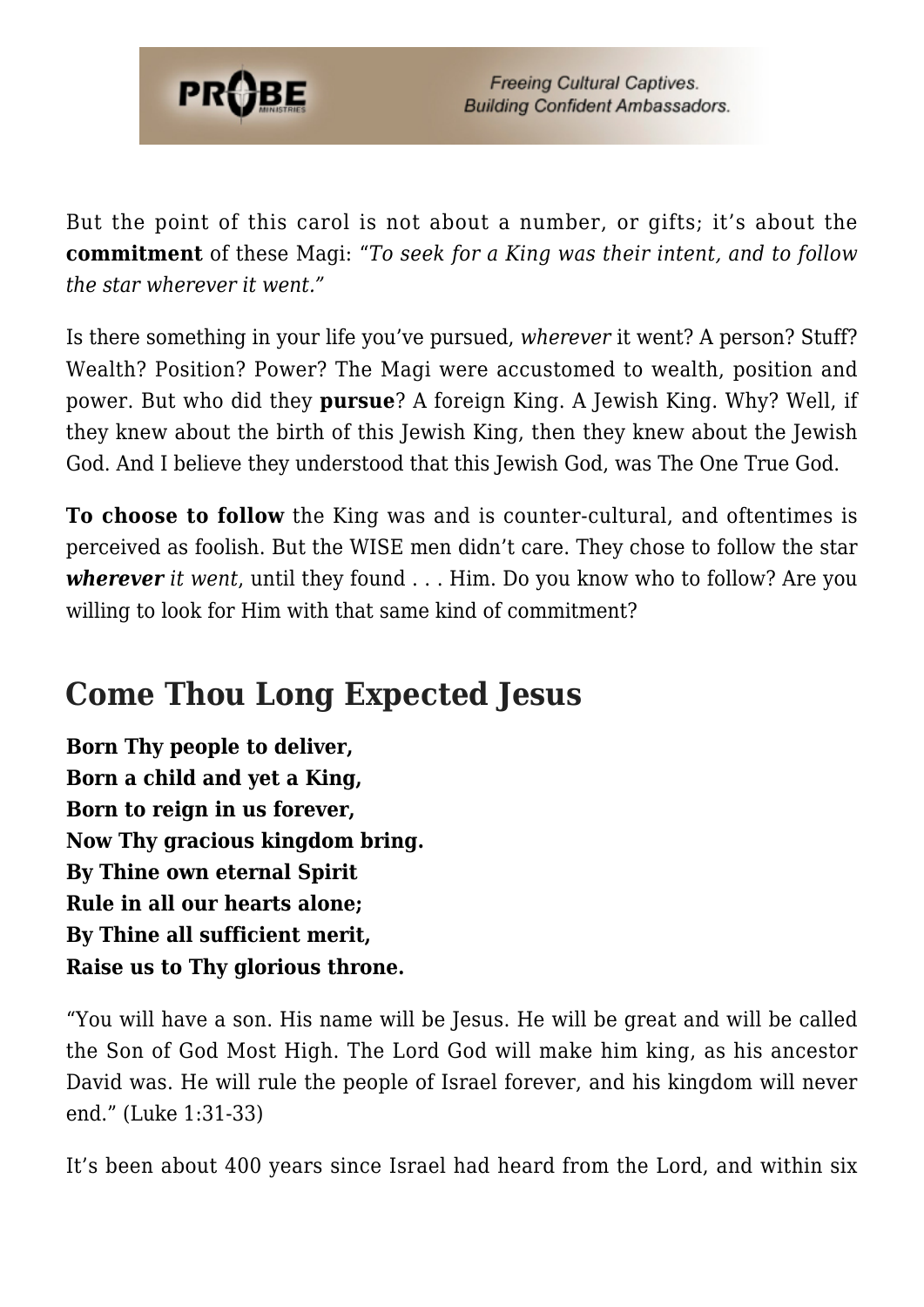But the point of this carol is not about a number, or gifts; it's about the **commitment** of these Magi: *"To seek for a King was their intent, and to follow the star wherever it went."*

Is there something in your life you've pursued, *wherever* it went? A person? Stuff? Wealth? Position? Power? The Magi were accustomed to wealth, position and power. But who did they **pursue**? A foreign King. A Jewish King. Why? Well, if they knew about the birth of this Jewish King, then they knew about the Jewish God. And I believe they understood that this Jewish God, was The One True God.

**To choose to follow** the King was and is counter-cultural, and oftentimes is perceived as foolish. But the WISE men didn't care. They chose to follow the star ***wherever*** *it went*, until they found . . . Him. Do you know who to follow? Are you willing to look for Him with that same kind of commitment?

## Come Thou Long Expected Jesus

**Born Thy people to deliver,**
**Born a child and yet a King,**
**Born to reign in us forever,**
**Now Thy gracious kingdom bring.**
**By Thine own eternal Spirit**
**Rule in all our hearts alone;**
**By Thine all sufficient merit,**
**Raise us to Thy glorious throne.**

"You will have a son. His name will be Jesus. He will be great and will be called the Son of God Most High. The Lord God will make him king, as his ancestor David was. He will rule the people of Israel forever, and his kingdom will never end." (Luke 1:31-33)

It's been about 400 years since Israel had heard from the Lord, and within six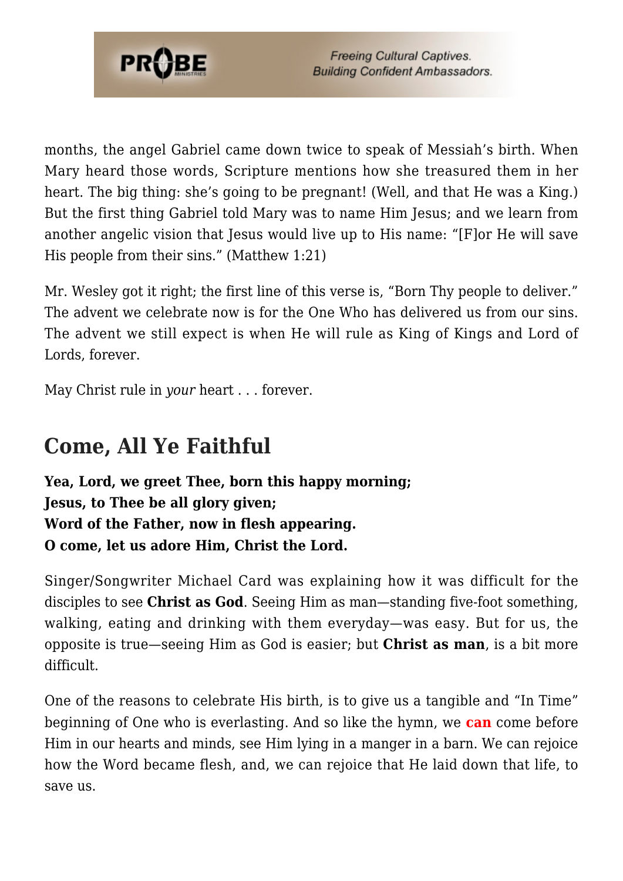months, the angel Gabriel came down twice to speak of Messiah's birth. When Mary heard those words, Scripture mentions how she treasured them in her heart. The big thing: she's going to be pregnant! (Well, and that He was a King.) But the first thing Gabriel told Mary was to name Him Jesus; and we learn from another angelic vision that Jesus would live up to His name: "[F]or He will save His people from their sins." (Matthew 1:21)

Mr. Wesley got it right; the first line of this verse is, "Born Thy people to deliver." The advent we celebrate now is for the One Who has delivered us from our sins. The advent we still expect is when He will rule as King of Kings and Lord of Lords, forever.

May Christ rule in *your* heart . . . forever.

## Come, All Ye Faithful

**Yea, Lord, we greet Thee, born this happy morning;**
**Jesus, to Thee be all glory given;**
**Word of the Father, now in flesh appearing.**
**O come, let us adore Him, Christ the Lord.**

Singer/Songwriter Michael Card was explaining how it was difficult for the disciples to see **Christ as God**. Seeing Him as man—standing five-foot something, walking, eating and drinking with them everyday—was easy. But for us, the opposite is true—seeing Him as God is easier; but **Christ as man**, is a bit more difficult.

One of the reasons to celebrate His birth, is to give us a tangible and "In Time" beginning of One who is everlasting. And so like the hymn, we **can** come before Him in our hearts and minds, see Him lying in a manger in a barn. We can rejoice how the Word became flesh, and, we can rejoice that He laid down that life, to save us.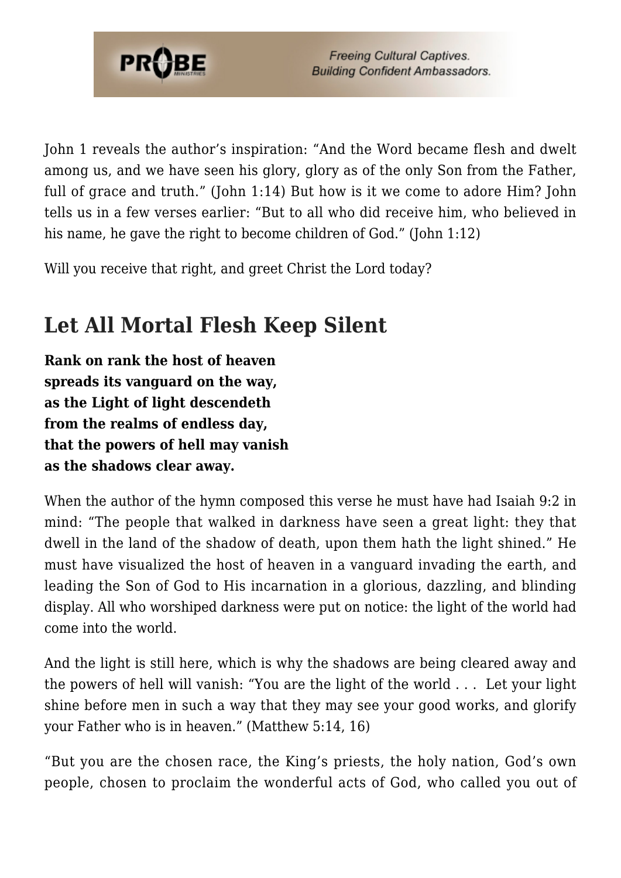John 1 reveals the author's inspiration: "And the Word became flesh and dwelt among us, and we have seen his glory, glory as of the only Son from the Father, full of grace and truth." (John 1:14) But how is it we come to adore Him? John tells us in a few verses earlier: "But to all who did receive him, who believed in his name, he gave the right to become children of God." (John 1:12)

Will you receive that right, and greet Christ the Lord today?

## Let All Mortal Flesh Keep Silent

**Rank on rank the host of heaven**  
**spreads its vanguard on the way,**  
**as the Light of light descendeth**  
**from the realms of endless day,**  
**that the powers of hell may vanish**  
**as the shadows clear away.**

When the author of the hymn composed this verse he must have had Isaiah 9:2 in mind: "The people that walked in darkness have seen a great light: they that dwell in the land of the shadow of death, upon them hath the light shined." He must have visualized the host of heaven in a vanguard invading the earth, and leading the Son of God to His incarnation in a glorious, dazzling, and blinding display. All who worshiped darkness were put on notice: the light of the world had come into the world.

And the light is still here, which is why the shadows are being cleared away and the powers of hell will vanish: "You are the light of the world . . . Let your light shine before men in such a way that they may see your good works, and glorify your Father who is in heaven." (Matthew 5:14, 16)

"But you are the chosen race, the King's priests, the holy nation, God's own people, chosen to proclaim the wonderful acts of God, who called you out of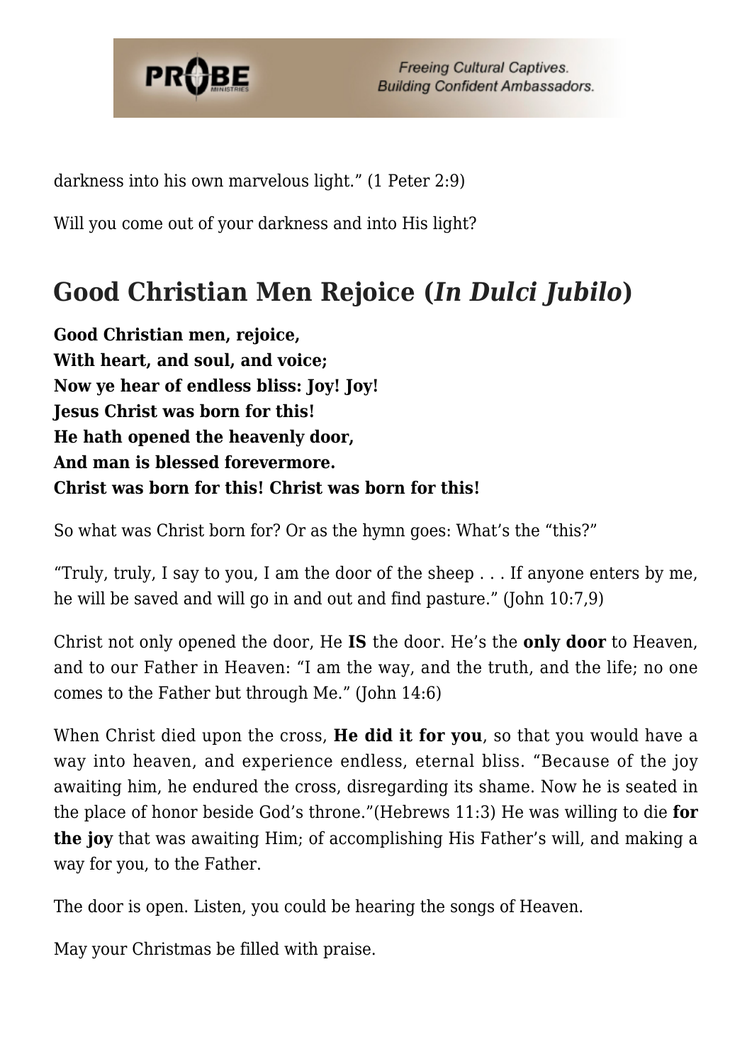darkness into his own marvelous light." (1 Peter 2:9)

Will you come out of your darkness and into His light?

## Good Christian Men Rejoice (*In Dulci Jubilo*)

**Good Christian men, rejoice,**
**With heart, and soul, and voice;**
**Now ye hear of endless bliss: Joy! Joy!**
**Jesus Christ was born for this!**
**He hath opened the heavenly door,**
**And man is blessed forevermore.**
**Christ was born for this! Christ was born for this!**

So what was Christ born for? Or as the hymn goes: What's the "this?"

"Truly, truly, I say to you, I am the door of the sheep . . . If anyone enters by me, he will be saved and will go in and out and find pasture." (John 10:7,9)

Christ not only opened the door, He **IS** the door. He's the **only door** to Heaven, and to our Father in Heaven: "I am the way, and the truth, and the life; no one comes to the Father but through Me." (John 14:6)

When Christ died upon the cross, **He did it for you**, so that you would have a way into heaven, and experience endless, eternal bliss. "Because of the joy awaiting him, he endured the cross, disregarding its shame. Now he is seated in the place of honor beside God's throne."(Hebrews 11:3) He was willing to die **for the joy** that was awaiting Him; of accomplishing His Father's will, and making a way for you, to the Father.

The door is open. Listen, you could be hearing the songs of Heaven.

May your Christmas be filled with praise.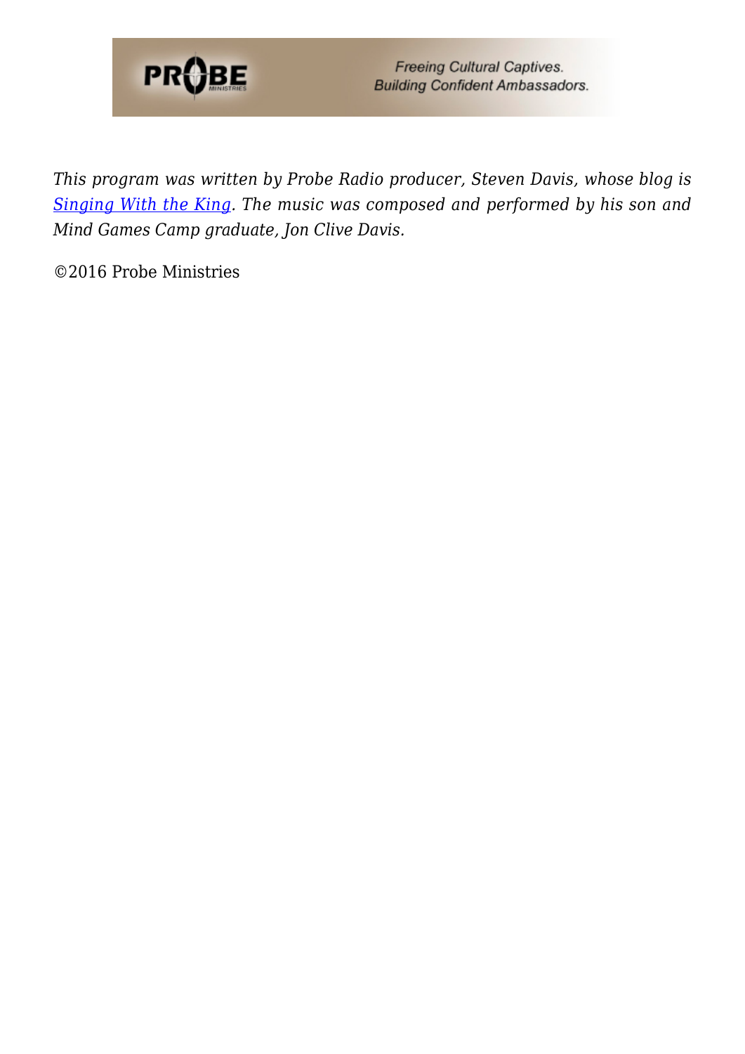*This program was written by Probe Radio producer, Steven Davis, whose blog is [Singing With the King](). The music was composed and performed by his son and Mind Games Camp graduate, Jon Clive Davis.*

©2016 Probe Ministries